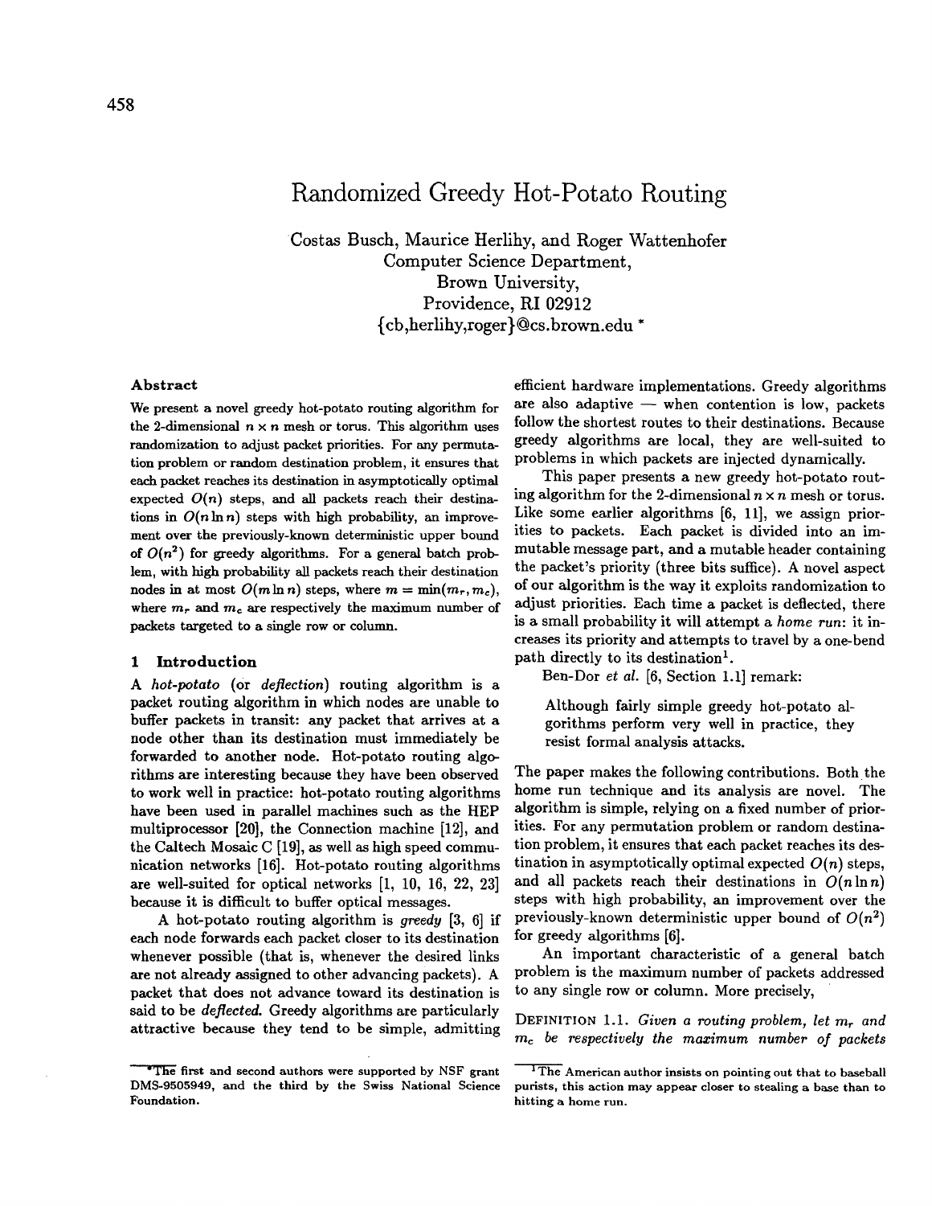# Randomized Greedy Hot-Potato Routing

Costas Busch, Maurice Herlihy, and Roger Wattenhofer
Computer Science Department,
Brown University,
Providence, RI 02912
{cb,herlihy,roger}@cs.brown.edu *

### Abstract

We present a novel greedy hot-potato routing algorithm for the 2-dimensional $n \times n$ mesh or torus. This algorithm uses randomization to adjust packet priorities. For any permutation problem or random destination problem, it ensures that each packet reaches its destination in asymptotically optimal expected $O(n)$ steps, and all packets reach their destinations in $O(n \ln n)$ steps with high probability, an improvement over the previously-known deterministic upper bound of $O(n^2)$ for greedy algorithms. For a general batch problem, with high probability all packets reach their destination nodes in at most $O(m \ln n)$ steps, where $m = \min(m_r, m_c)$, where $m_r$ and $m_c$ are respectively the maximum number of packets targeted to a single row or column.

## 1 Introduction

A *hot-potato* (or *deflection*) routing algorithm is a packet routing algorithm in which nodes are unable to buffer packets in transit: any packet that arrives at a node other than its destination must immediately be forwarded to another node. Hot-potato routing algorithms are interesting because they have been observed to work well in practice: hot-potato routing algorithms have been used in parallel machines such as the HEP multiprocessor [20], the Connection machine [12], and the Caltech Mosaic C [19], as well as high speed communication networks [16]. Hot-potato routing algorithms are well-suited for optical networks [1, 10, 16, 22, 23] because it is difficult to buffer optical messages.

A hot-potato routing algorithm is *greedy* [3, 6] if each node forwards each packet closer to its destination whenever possible (that is, whenever the desired links are not already assigned to other advancing packets). A packet that does not advance toward its destination is said to be *deflected*. Greedy algorithms are particularly attractive because they tend to be simple, admitting efficient hardware implementations. Greedy algorithms are also adaptive — when contention is low, packets follow the shortest routes to their destinations. Because greedy algorithms are local, they are well-suited to problems in which packets are injected dynamically.

This paper presents a new greedy hot-potato routing algorithm for the 2-dimensional $n \times n$ mesh or torus. Like some earlier algorithms [6, 11], we assign priorities to packets. Each packet is divided into an immutable message part, and a mutable header containing the packet's priority (three bits suffice). A novel aspect of our algorithm is the way it exploits randomization to adjust priorities. Each time a packet is deflected, there is a small probability it will attempt a *home run*: it increases its priority and attempts to travel by a one-bend path directly to its destination[1].

Ben-Dor *et al.* [6, Section 1.1] remark:

> Although fairly simple greedy hot-potato algorithms perform very well in practice, they resist formal analysis attacks.

The paper makes the following contributions. Both the home run technique and its analysis are novel. The algorithm is simple, relying on a fixed number of priorities. For any permutation problem or random destination problem, it ensures that each packet reaches its destination in asymptotically optimal expected $O(n)$ steps, and all packets reach their destinations in $O(n \ln n)$ steps with high probability, an improvement over the previously-known deterministic upper bound of $O(n^2)$ for greedy algorithms [6].

An important characteristic of a general batch problem is the maximum number of packets addressed to any single row or column. More precisely,

DEFINITION 1.1. *Given a routing problem, let $m_r$ and $m_c$ be respectively the maximum number of packets*

*The first and second authors were supported by NSF grant DMS-9505949, and the third by the Swiss National Science Foundation.

[1] The American author insists on pointing out that to baseball purists, this action may appear closer to stealing a base than to hitting a home run.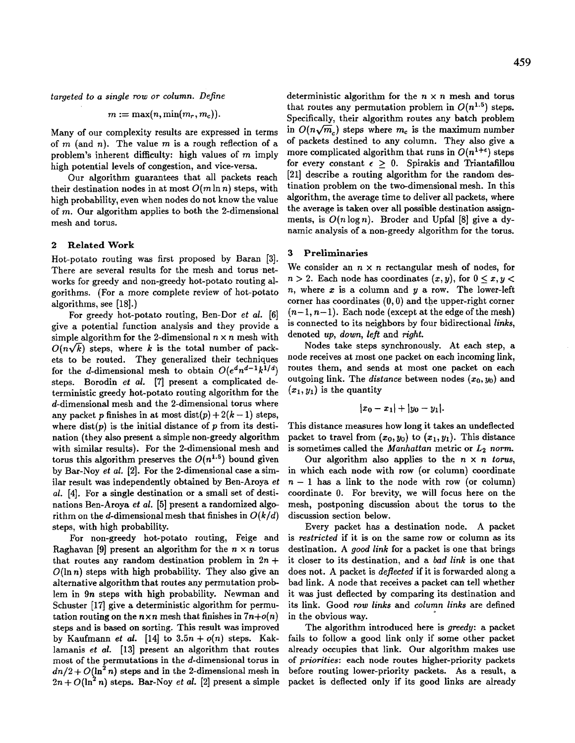*targeted to a single row or column. Define*

$$m := \max(n, \min(m_r, m_c)).$$

Many of our complexity results are expressed in terms of $m$ (and $n$). The value $m$ is a rough reflection of a problem's inherent difficulty: high values of $m$ imply high potential levels of congestion, and vice-versa.

Our algorithm guarantees that all packets reach their destination nodes in at most $O(m \ln n)$ steps, with high probability, even when nodes do not know the value of $m$. Our algorithm applies to both the 2-dimensional mesh and torus.

## 2 Related Work

Hot-potato routing was first proposed by Baran [3]. There are several results for the mesh and torus networks for greedy and non-greedy hot-potato routing algorithms. (For a more complete review of hot-potato algorithms, see [18].)

For greedy hot-potato routing, Ben-Dor *et al.* [6] give a potential function analysis and they provide a simple algorithm for the 2-dimensional $n \times n$ mesh with $O(n\sqrt{k})$ steps, where $k$ is the total number of packets to be routed. They generalized their techniques for the $d$-dimensional mesh to obtain $O(e^d n^{d-1} k^{1/d})$ steps. Borodin *et al.* [7] present a complicated deterministic greedy hot-potato routing algorithm for the $d$-dimensional mesh and the 2-dimensional torus where any packet $p$ finishes in at most $\text{dist}(p) + 2(k-1)$ steps, where $\text{dist}(p)$ is the initial distance of $p$ from its destination (they also present a simple non-greedy algorithm with similar results). For the 2-dimensional mesh and torus this algorithm preserves the $O(n^{1.5})$ bound given by Bar-Noy *et al.* [2]. For the 2-dimensional case a similar result was independently obtained by Ben-Aroya *et al.* [4]. For a single destination or a small set of destinations Ben-Aroya *et al.* [5] present a randomized algorithm on the $d$-dimensional mesh that finishes in $O(k/d)$ steps, with high probability.

For non-greedy hot-potato routing, Feige and Raghavan [9] present an algorithm for the $n \times n$ torus that routes any random destination problem in $2n + O(\ln n)$ steps with high probability. They also give an alternative algorithm that routes any permutation problem in $9n$ steps with high probability. Newman and Schuster [17] give a deterministic algorithm for permutation routing on the $n \times n$ mesh that finishes in $7n + o(n)$ steps and is based on sorting. This result was improved by Kaufmann *et al.* [14] to $3.5n + o(n)$ steps. Kaklamanis *et al.* [13] present an algorithm that routes most of the permutations in the $d$-dimensional torus in $dn/2 + O(\ln^2 n)$ steps and in the 2-dimensional mesh in $2n + O(\ln^2 n)$ steps. Bar-Noy *et al.* [2] present a simple deterministic algorithm for the $n \times n$ mesh and torus that routes any permutation problem in $O(n^{1.5})$ steps. Specifically, their algorithm routes any batch problem in $O(n\sqrt{m_c})$ steps where $m_c$ is the maximum number of packets destined to any column. They also give a more complicated algorithm that runs in $O(n^{1+\epsilon})$ steps for every constant $\epsilon \geq 0$. Spirakis and Triantafillou [21] describe a routing algorithm for the random destination problem on the two-dimensional mesh. In this algorithm, the average time to deliver all packets, where the average is taken over all possible destination assignments, is $O(n \log n)$. Broder and Upfal [8] give a dynamic analysis of a non-greedy algorithm for the torus.

## 3 Preliminaries

We consider an $n \times n$ rectangular mesh of nodes, for $n > 2$. Each node has coordinates $(x, y)$, for $0 \leq x, y < n$, where $x$ is a column and $y$ a row. The lower-left corner has coordinates $(0, 0)$ and the upper-right corner $(n-1, n-1)$. Each node (except at the edge of the mesh) is connected to its neighbors by four bidirectional *links*, denoted *up, down, left* and *right.*

Nodes take steps synchronously. At each step, a node receives at most one packet on each incoming link, routes them, and sends at most one packet on each outgoing link. The *distance* between nodes $(x_0, y_0)$ and $(x_1, y_1)$ is the quantity

$$|x_0 - x_1| + |y_0 - y_1|.$$

This distance measures how long it takes an undeflected packet to travel from $(x_0, y_0)$ to $(x_1, y_1)$. This distance is sometimes called the *Manhattan* metric or $L_2$ *norm.*

Our algorithm also applies to the $n \times n$ *torus,* in which each node with row (or column) coordinate $n-1$ has a link to the node with row (or column) coordinate 0. For brevity, we will focus here on the mesh, postponing discussion about the torus to the discussion section below.

Every packet has a destination node. A packet is *restricted* if it is on the same row or column as its destination. A *good link* for a packet is one that brings it closer to its destination, and a *bad link* is one that does not. A packet is *deflected* if it is forwarded along a bad link. A node that receives a packet can tell whether it was just deflected by comparing its destination and its link. Good *row links* and *column links* are defined in the obvious way.

The algorithm introduced here is *greedy*: a packet fails to follow a good link only if some other packet already occupies that link. Our algorithm makes use of *priorities*: each node routes higher-priority packets before routing lower-priority packets. As a result, a packet is deflected only if its good links are already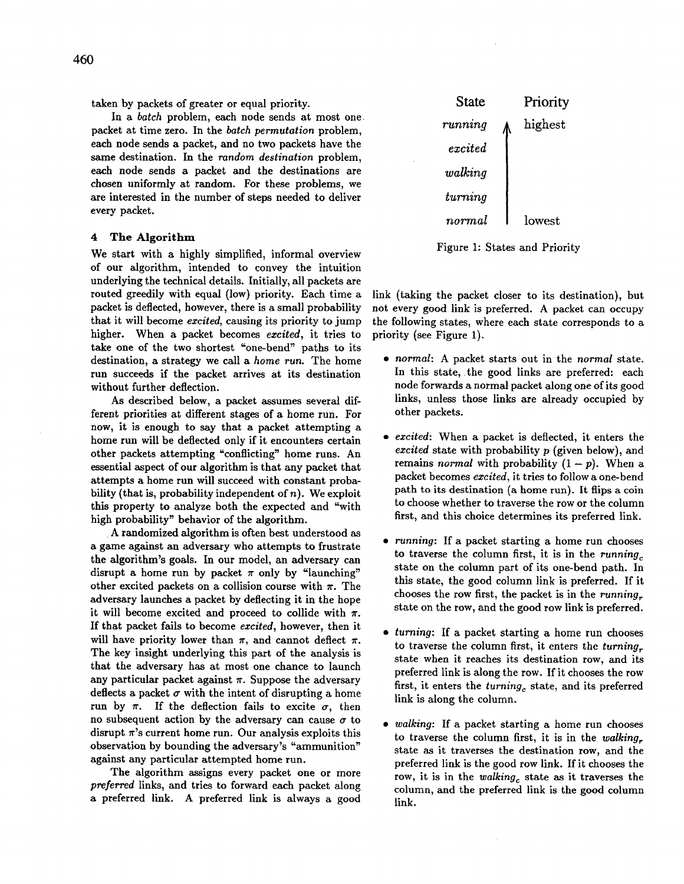taken by packets of greater or equal priority.

In a *batch* problem, each node sends at most one packet at time zero. In the *batch permutation* problem, each node sends a packet, and no two packets have the same destination. In the *random destination* problem, each node sends a packet and the destinations are chosen uniformly at random. For these problems, we are interested in the number of steps needed to deliver every packet.

## 4 The Algorithm

We start with a highly simplified, informal overview of our algorithm, intended to convey the intuition underlying the technical details. Initially, all packets are routed greedily with equal (low) priority. Each time a packet is deflected, however, there is a small probability that it will become *excited*, causing its priority to jump higher. When a packet becomes *excited*, it tries to take one of the two shortest "one-bend" paths to its destination, a strategy we call a *home run*. The home run succeeds if the packet arrives at its destination without further deflection.

As described below, a packet assumes several different priorities at different stages of a home run. For now, it is enough to say that a packet attempting a home run will be deflected only if it encounters certain other packets attempting "conflicting" home runs. An essential aspect of our algorithm is that any packet that attempts a home run will succeed with constant probability (that is, probability independent of $n$). We exploit this property to analyze both the expected and "with high probability" behavior of the algorithm.

A randomized algorithm is often best understood as a game against an adversary who attempts to frustrate the algorithm's goals. In our model, an adversary can disrupt a home run by packet $\pi$ only by "launching" other excited packets on a collision course with $\pi$. The adversary launches a packet by deflecting it in the hope it will become excited and proceed to collide with $\pi$. If that packet fails to become *excited*, however, then it will have priority lower than $\pi$, and cannot deflect $\pi$. The key insight underlying this part of the analysis is that the adversary has at most one chance to launch any particular packet against $\pi$. Suppose the adversary deflects a packet $\sigma$ with the intent of disrupting a home run by $\pi$. If the deflection fails to excite $\sigma$, then no subsequent action by the adversary can cause $\sigma$ to disrupt $\pi$'s current home run. Our analysis exploits this observation by bounding the adversary's "ammunition" against any particular attempted home run.

The algorithm assigns every packet one or more *preferred* links, and tries to forward each packet along a preferred link. A preferred link is always a good link (taking the packet closer to its destination), but not every good link is preferred. A packet can occupy the following states, where each state corresponds to a priority (see Figure 1).

| State | Priority |
|---|---|
| *running* | highest |
| *excited* | |
| *walking* | |
| *turning* | |
| *normal* | lowest |

Figure 1: States and Priority

- *normal*: A packet starts out in the *normal* state. In this state, the good links are preferred: each node forwards a normal packet along one of its good links, unless those links are already occupied by other packets.
- *excited*: When a packet is deflected, it enters the *excited* state with probability $p$ (given below), and remains *normal* with probability $(1-p)$. When a packet becomes *excited*, it tries to follow a one-bend path to its destination (a home run). It flips a coin to choose whether to traverse the row or the column first, and this choice determines its preferred link.
- *running*: If a packet starting a home run chooses to traverse the column first, it is in the *running*$_c$ state on the column part of its one-bend path. In this state, the good column link is preferred. If it chooses the row first, the packet is in the *running*$_r$ state on the row, and the good row link is preferred.
- *turning*: If a packet starting a home run chooses to traverse the column first, it enters the *turning*$_r$ state when it reaches its destination row, and its preferred link is along the row. If it chooses the row first, it enters the *turning*$_c$ state, and its preferred link is along the column.
- *walking*: If a packet starting a home run chooses to traverse the column first, it is in the *walking*$_r$ state as it traverses the destination row, and the preferred link is the good row link. If it chooses the row, it is in the *walking*$_c$ state as it traverses the column, and the preferred link is the good column link.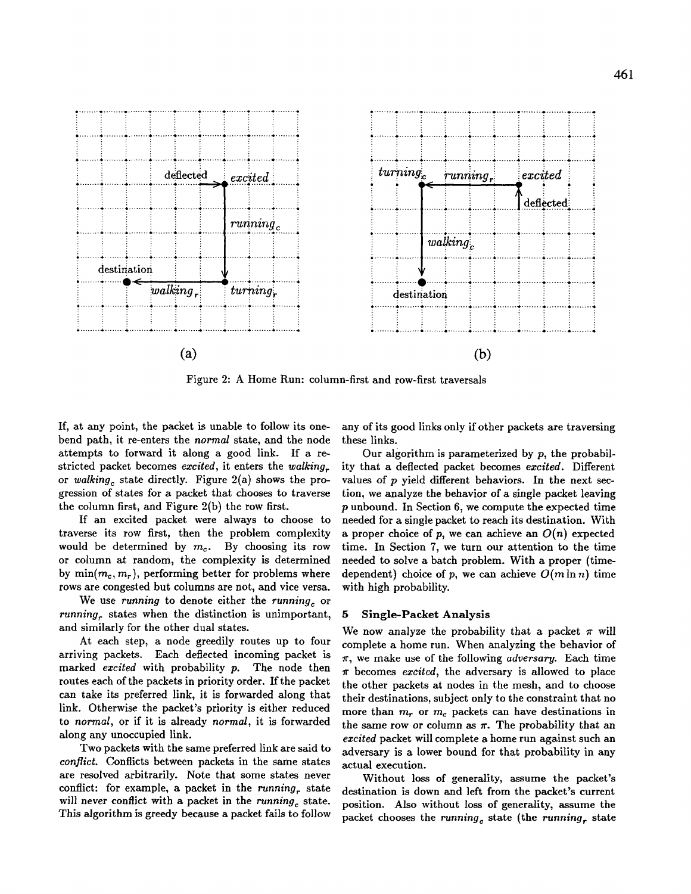deflected

excited

$running_c$

destination

$walking_r$

$turning_r$

(a)

$turning_c$

$running_r$

excited

deflected

$walking_c$

destination

(b)

Figure 2: A Home Run: column-first and row-first traversals

If, at any point, the packet is unable to follow its one-bend path, it re-enters the *normal* state, and the node attempts to forward it along a good link. If a restricted packet becomes *excited*, it enters the $walking_r$ or $walking_c$ state directly. Figure 2(a) shows the progression of states for a packet that chooses to traverse the column first, and Figure 2(b) the row first.

If an excited packet were always to choose to traverse its row first, then the problem complexity would be determined by $m_c$. By choosing its row or column at random, the complexity is determined by $\min(m_c, m_r)$, performing better for problems where rows are congested but columns are not, and vice versa.

We use *running* to denote either the $running_c$ or $running_r$ states when the distinction is unimportant, and similarly for the other dual states.

At each step, a node greedily routes up to four arriving packets. Each deflected incoming packet is marked *excited* with probability $p$. The node then routes each of the packets in priority order. If the packet can take its preferred link, it is forwarded along that link. Otherwise the packet's priority is either reduced to *normal*, or if it is already *normal*, it is forwarded along any unoccupied link.

Two packets with the same preferred link are said to *conflict*. Conflicts between packets in the same states are resolved arbitrarily. Note that some states never conflict: for example, a packet in the $running_r$ state will never conflict with a packet in the $running_c$ state. This algorithm is greedy because a packet fails to follow any of its good links only if other packets are traversing these links.

Our algorithm is parameterized by $p$, the probability that a deflected packet becomes *excited*. Different values of $p$ yield different behaviors. In the next section, we analyze the behavior of a single packet leaving $p$ unbound. In Section 6, we compute the expected time needed for a single packet to reach its destination. With a proper choice of $p$, we can achieve an $O(n)$ expected time. In Section 7, we turn our attention to the time needed to solve a batch problem. With a proper (time-dependent) choice of $p$, we can achieve $O(m \ln n)$ time with high probability.

## 5 Single-Packet Analysis

We now analyze the probability that a packet $\pi$ will complete a home run. When analyzing the behavior of $\pi$, we make use of the following *adversary*. Each time $\pi$ becomes *excited*, the adversary is allowed to place the other packets at nodes in the mesh, and to choose their destinations, subject only to the constraint that no more than $m_r$ or $m_c$ packets can have destinations in the same row or column as $\pi$. The probability that an *excited* packet will complete a home run against such an adversary is a lower bound for that probability in any actual execution.

Without loss of generality, assume the packet's destination is down and left from the packet's current position. Also without loss of generality, assume the packet chooses the $running_c$ state (the $running_r$ state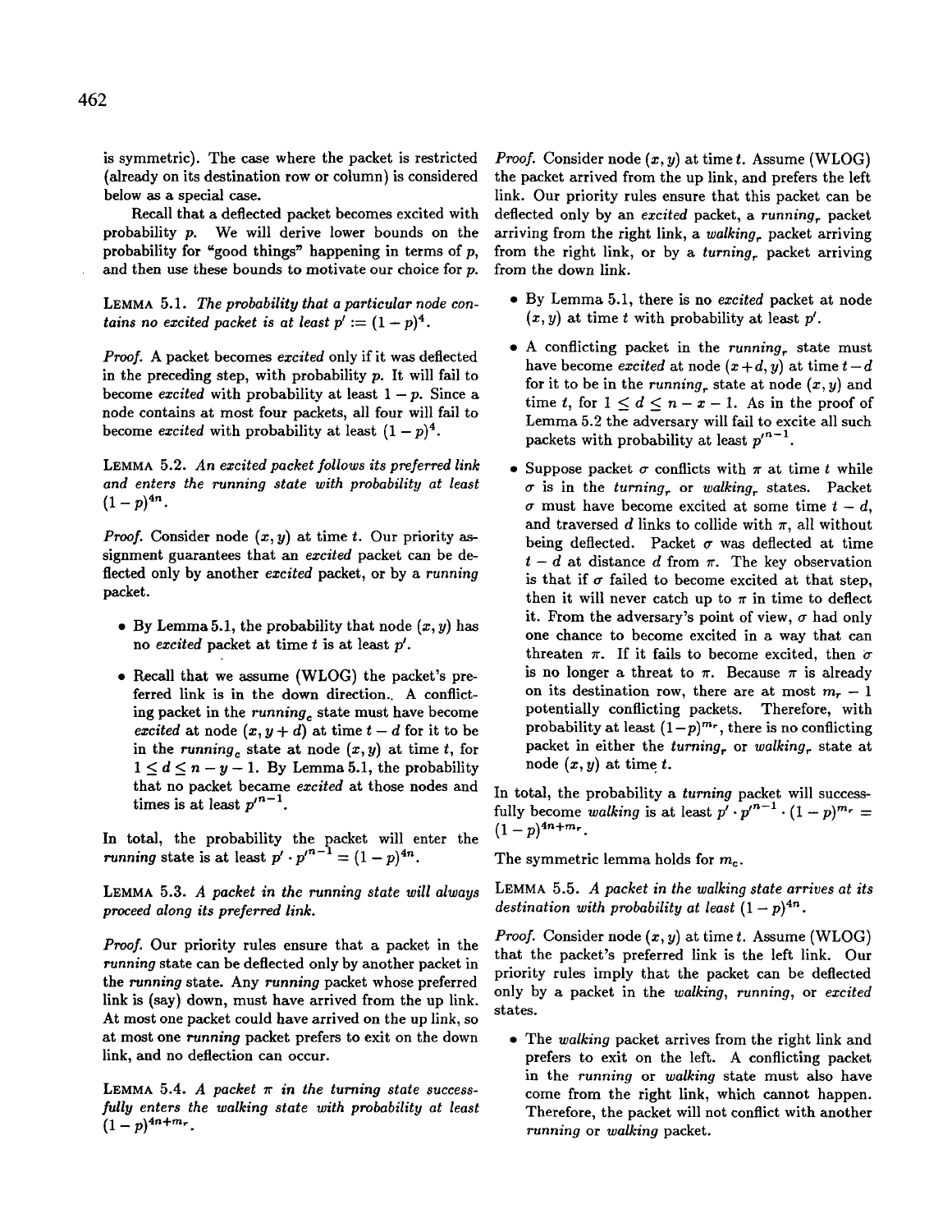is symmetric). The case where the packet is restricted (already on its destination row or column) is considered below as a special case.

Recall that a deflected packet becomes excited with probability $p$. We will derive lower bounds on the probability for "good things" happening in terms of $p$, and then use these bounds to motivate our choice for $p$.

LEMMA 5.1. *The probability that a particular node contains no excited packet is at least $p' := (1-p)^4$.*

*Proof.* A packet becomes *excited* only if it was deflected in the preceding step, with probability $p$. It will fail to become *excited* with probability at least $1-p$. Since a node contains at most four packets, all four will fail to become *excited* with probability at least $(1-p)^4$.

LEMMA 5.2. *An excited packet follows its preferred link and enters the running state with probability at least $(1-p)^{4n}$.*

*Proof.* Consider node $(x, y)$ at time $t$. Our priority assignment guarantees that an *excited* packet can be deflected only by another *excited* packet, or by a *running* packet.

- By Lemma 5.1, the probability that node $(x, y)$ has no *excited* packet at time $t$ is at least $p'$.
- Recall that we assume (WLOG) the packet's preferred link is in the down direction. A conflicting packet in the *running$_c$* state must have become *excited* at node $(x, y+d)$ at time $t-d$ for it to be in the *running$_c$* state at node $(x, y)$ at time $t$, for $1 \le d \le n-y-1$. By Lemma 5.1, the probability that no packet became *excited* at those nodes and times is at least ${p'}^{n-1}$.

In total, the probability the packet will enter the *running* state is at least $p' \cdot {p'}^{n-1} = (1-p)^{4n}$.

LEMMA 5.3. *A packet in the running state will always proceed along its preferred link.*

*Proof.* Our priority rules ensure that a packet in the *running* state can be deflected only by another packet in the *running* state. Any *running* packet whose preferred link is (say) down, must have arrived from the up link. At most one packet could have arrived on the up link, so at most one *running* packet prefers to exit on the down link, and no deflection can occur.

LEMMA 5.4. *A packet $\pi$ in the turning state successfully enters the walking state with probability at least $(1-p)^{4n+m_r}$.*

*Proof.* Consider node $(x, y)$ at time $t$. Assume (WLOG) the packet arrived from the up link, and prefers the left link. Our priority rules ensure that this packet can be deflected only by an *excited* packet, a *running$_r$* packet arriving from the right link, a *walking$_r$* packet arriving from the right link, or by a *turning$_r$* packet arriving from the down link.

- By Lemma 5.1, there is no *excited* packet at node $(x, y)$ at time $t$ with probability at least $p'$.
- A conflicting packet in the *running$_r$* state must have become *excited* at node $(x+d, y)$ at time $t-d$ for it to be in the *running$_r$* state at node $(x, y)$ and time $t$, for $1 \le d \le n-x-1$. As in the proof of Lemma 5.2 the adversary will fail to excite all such packets with probability at least ${p'}^{n-1}$.
- Suppose packet $\sigma$ conflicts with $\pi$ at time $t$ while $\sigma$ is in the *turning$_r$* or *walking$_r$* states. Packet $\sigma$ must have become excited at some time $t-d$, and traversed $d$ links to collide with $\pi$, all without being deflected. Packet $\sigma$ was deflected at time $t-d$ at distance $d$ from $\pi$. The key observation is that if $\sigma$ failed to become excited at that step, then it will never catch up to $\pi$ in time to deflect it. From the adversary's point of view, $\sigma$ had only one chance to become excited in a way that can threaten $\pi$. If it fails to become excited, then $\sigma$ is no longer a threat to $\pi$. Because $\pi$ is already on its destination row, there are at most $m_r - 1$ potentially conflicting packets. Therefore, with probability at least $(1-p)^{m_r}$, there is no conflicting packet in either the *turning$_r$* or *walking$_r$* state at node $(x, y)$ at time $t$.

In total, the probability a *turning* packet will successfully become *walking* is at least $p' \cdot {p'}^{n-1} \cdot (1-p)^{m_r} = (1-p)^{4n+m_r}$.

The symmetric lemma holds for $m_c$.

LEMMA 5.5. *A packet in the walking state arrives at its destination with probability at least $(1-p)^{4n}$.*

*Proof.* Consider node $(x, y)$ at time $t$. Assume (WLOG) that the packet's preferred link is the left link. Our priority rules imply that the packet can be deflected only by a packet in the *walking*, *running*, or *excited* states.

- The *walking* packet arrives from the right link and prefers to exit on the left. A conflicting packet in the *running* or *walking* state must also have come from the right link, which cannot happen. Therefore, the packet will not conflict with another *running* or *walking* packet.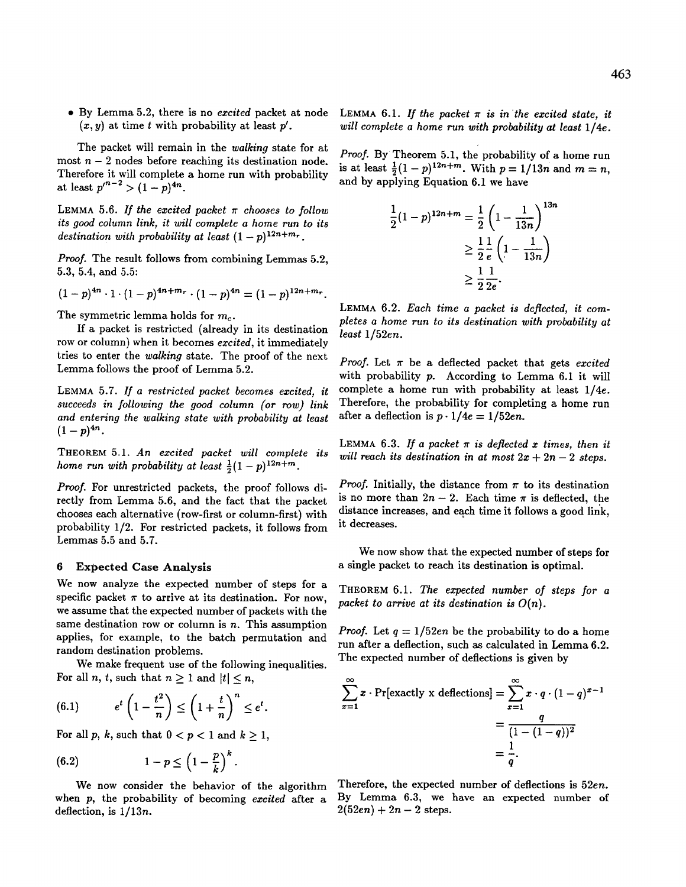- By Lemma 5.2, there is no *excited* packet at node $(x, y)$ at time $t$ with probability at least $p'$.

The packet will remain in the *walking* state for at most $n-2$ nodes before reaching its destination node. Therefore it will complete a home run with probability at least $p'^{n-2} > (1-p)^{4n}$.

LEMMA 5.6. *If the excited packet $\pi$ chooses to follow its good column link, it will complete a home run to its destination with probability at least $(1-p)^{12n+m_r}$.*

*Proof.* The result follows from combining Lemmas 5.2, 5.3, 5.4, and 5.5:

$$(1-p)^{4n} \cdot 1 \cdot (1-p)^{4n+m_r} \cdot (1-p)^{4n} = (1-p)^{12n+m_r}.$$

The symmetric lemma holds for $m_c$.

If a packet is restricted (already in its destination row or column) when it becomes *excited*, it immediately tries to enter the *walking* state. The proof of the next Lemma follows the proof of Lemma 5.2.

LEMMA 5.7. *If a restricted packet becomes excited, it succeeds in following the good column (or row) link and entering the walking state with probability at least $(1-p)^{4n}$.*

THEOREM 5.1. *An excited packet will complete its home run with probability at least $\frac{1}{2}(1-p)^{12n+m}$.*

*Proof.* For unrestricted packets, the proof follows directly from Lemma 5.6, and the fact that the packet chooses each alternative (row-first or column-first) with probability 1/2. For restricted packets, it follows from Lemmas 5.5 and 5.7.

## 6 Expected Case Analysis

We now analyze the expected number of steps for a specific packet $\pi$ to arrive at its destination. For now, we assume that the expected number of packets with the same destination row or column is $n$. This assumption applies, for example, to the batch permutation and random destination problems.

We make frequent use of the following inequalities. For all $n$, $t$, such that $n \geq 1$ and $|t| \leq n$,

$$e^t\left(1-\frac{t^2}{n}\right) \leq \left(1+\frac{t}{n}\right)^n \leq e^t. \tag{6.1}$$

For all $p$, $k$, such that $0 < p < 1$ and $k \geq 1$,

$$1-p \leq \left(1-\frac{p}{k}\right)^k. \tag{6.2}$$

We now consider the behavior of the algorithm when $p$, the probability of becoming *excited* after a deflection, is $1/13n$.

LEMMA 6.1. *If the packet $\pi$ is in the excited state, it will complete a home run with probability at least $1/4e$.*

*Proof.* By Theorem 5.1, the probability of a home run is at least $\frac{1}{2}(1-p)^{12n+m}$. With $p = 1/13n$ and $m = n$, and by applying Equation 6.1 we have

$$\begin{aligned}
\frac{1}{2}(1-p)^{12n+m} &= \frac{1}{2}\left(1-\frac{1}{13n}\right)^{13n} \\
&\geq \frac{1}{2}\frac{1}{e}\left(1-\frac{1}{13n}\right) \\
&\geq \frac{1}{2}\frac{1}{2e}.
\end{aligned}$$

LEMMA 6.2. *Each time a packet is deflected, it completes a home run to its destination with probability at least $1/52en$.*

*Proof.* Let $\pi$ be a deflected packet that gets *excited* with probability $p$. According to Lemma 6.1 it will complete a home run with probability at least $1/4e$. Therefore, the probability for completing a home run after a deflection is $p \cdot 1/4e = 1/52en$.

LEMMA 6.3. *If a packet $\pi$ is deflected $x$ times, then it will reach its destination in at most $2x + 2n - 2$ steps.*

*Proof.* Initially, the distance from $\pi$ to its destination is no more than $2n-2$. Each time $\pi$ is deflected, the distance increases, and each time it follows a good link, it decreases.

We now show that the expected number of steps for a single packet to reach its destination is optimal.

THEOREM 6.1. *The expected number of steps for a packet to arrive at its destination is $O(n)$.*

*Proof.* Let $q = 1/52en$ be the probability to do a home run after a deflection, such as calculated in Lemma 6.2. The expected number of deflections is given by

$$\begin{aligned}
\sum_{x=1}^{\infty} x \cdot \Pr[\text{exactly x deflections}] &= \sum_{x=1}^{\infty} x \cdot q \cdot (1-q)^{x-1} \\
&= \frac{q}{(1-(1-q))^2} \\
&= \frac{1}{q}.
\end{aligned}$$

Therefore, the expected number of deflections is $52en$. By Lemma 6.3, we have an expected number of $2(52en) + 2n - 2$ steps.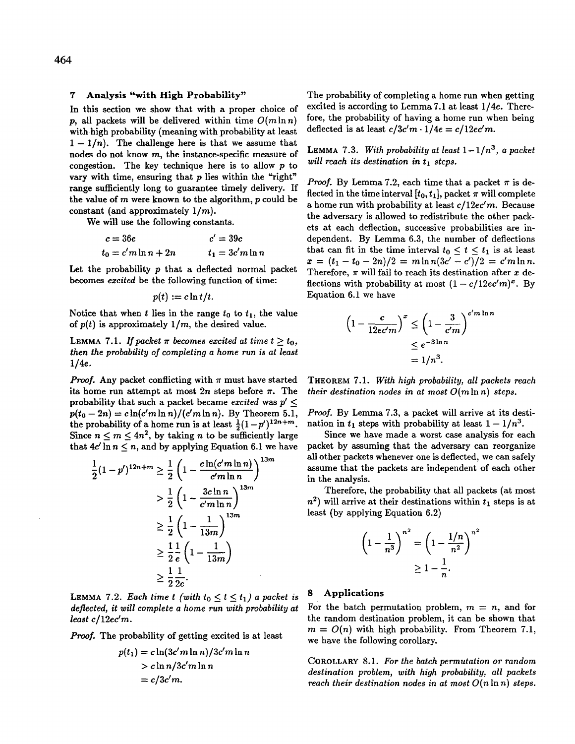## 7 Analysis "with High Probability"

In this section we show that with a proper choice of $p$, all packets will be delivered within time $O(m \ln n)$ with high probability (meaning with probability at least $1 - 1/n$). The challenge here is that we assume that nodes do not know $m$, the instance-specific measure of congestion. The key technique here is to allow $p$ to vary with time, ensuring that $p$ lies within the "right" range sufficiently long to guarantee timely delivery. If the value of $m$ were known to the algorithm, $p$ could be constant (and approximately $1/m$).

We will use the following constants.

$$c = 36e \qquad c' = 39c$$
$$t_0 = c'm \ln n + 2n \qquad t_1 = 3c'm \ln n$$

Let the probability $p$ that a deflected normal packet becomes *excited* be the following function of time:

$$p(t) := c \ln t / t.$$

Notice that when $t$ lies in the range $t_0$ to $t_1$, the value of $p(t)$ is approximately $1/m$, the desired value.

**Lemma 7.1.** *If packet $\pi$ becomes excited at time $t \geq t_0$, then the probability of completing a home run is at least $1/4e$.*

*Proof.* Any packet conflicting with $\pi$ must have started its home run attempt at most $2n$ steps before $\pi$. The probability that such a packet became *excited* was $p' \leq p(t_0 - 2n) = c \ln(c'm \ln n)/(c'm \ln n)$. By Theorem 5.1, the probability of a home run is at least $\frac{1}{2}(1-p')^{12n+m}$. Since $n \leq m \leq 4n^2$, by taking $n$ to be sufficiently large that $4c' \ln n \leq n$, and by applying Equation 6.1 we have

$$\begin{aligned}
\frac{1}{2}(1-p')^{12n+m} &\geq \frac{1}{2}\left(1 - \frac{c \ln(c'm \ln n)}{c'm \ln n}\right)^{13m} \\
&> \frac{1}{2}\left(1 - \frac{3c \ln n}{c'm \ln n}\right)^{13m} \\
&\geq \frac{1}{2}\left(1 - \frac{1}{13m}\right)^{13m} \\
&\geq \frac{1}{2}\frac{1}{e}\left(1 - \frac{1}{13m}\right) \\
&\geq \frac{1}{2}\frac{1}{2e}.
\end{aligned}$$

**Lemma 7.2.** *Each time $t$ (with $t_0 \leq t \leq t_1$) a packet is deflected, it will complete a home run with probability at least $c/12ec'm$.*

*Proof.* The probability of getting excited is at least

$$\begin{aligned}
p(t_1) &= c \ln(3c'm \ln n)/3c'm \ln n \\
&> c \ln n / 3c'm \ln n \\
&= c/3c'm.
\end{aligned}$$

The probability of completing a home run when getting excited is according to Lemma 7.1 at least $1/4e$. Therefore, the probability of having a home run when being deflected is at least $c/3c'm \cdot 1/4e = c/12ec'm$.

**Lemma 7.3.** *With probability at least $1 - 1/n^3$, a packet will reach its destination in $t_1$ steps.*

*Proof.* By Lemma 7.2, each time that a packet $\pi$ is deflected in the time interval $[t_0, t_1]$, packet $\pi$ will complete a home run with probability at least $c/12ec'm$. Because the adversary is allowed to redistribute the other packets at each deflection, successive probabilities are independent. By Lemma 6.3, the number of deflections that can fit in the time interval $t_0 \leq t \leq t_1$ is at least $x = (t_1 - t_0 - 2n)/2 = m \ln n(3c' - c')/2 = c'm \ln n$. Therefore, $\pi$ will fail to reach its destination after $x$ deflections with probability at most $(1 - c/12ec'm)^x$. By Equation 6.1 we have

$$\begin{aligned}
\left(1 - \frac{c}{12ec'm}\right)^x &\leq \left(1 - \frac{3}{c'm}\right)^{c'm \ln n} \\
&\leq e^{-3 \ln n} \\
&= 1/n^3.
\end{aligned}$$

**Theorem 7.1.** *With high probability, all packets reach their destination nodes in at most $O(m \ln n)$ steps.*

*Proof.* By Lemma 7.3, a packet will arrive at its destination in $t_1$ steps with probability at least $1 - 1/n^3$.

Since we have made a worst case analysis for each packet by assuming that the adversary can reorganize all other packets whenever one is deflected, we can safely assume that the packets are independent of each other in the analysis.

Therefore, the probability that all packets (at most $n^2$) will arrive at their destinations within $t_1$ steps is at least (by applying Equation 6.2)

$$\begin{aligned}
\left(1 - \frac{1}{n^3}\right)^{n^2} &= \left(1 - \frac{1/n}{n^2}\right)^{n^2} \\
&\geq 1 - \frac{1}{n}.
\end{aligned}$$

## 8 Applications

For the batch permutation problem, $m = n$, and for the random destination problem, it can be shown that $m = O(n)$ with high probability. From Theorem 7.1, we have the following corollary.

**Corollary 8.1.** *For the batch permutation or random destination problem, with high probability, all packets reach their destination nodes in at most $O(n \ln n)$ steps.*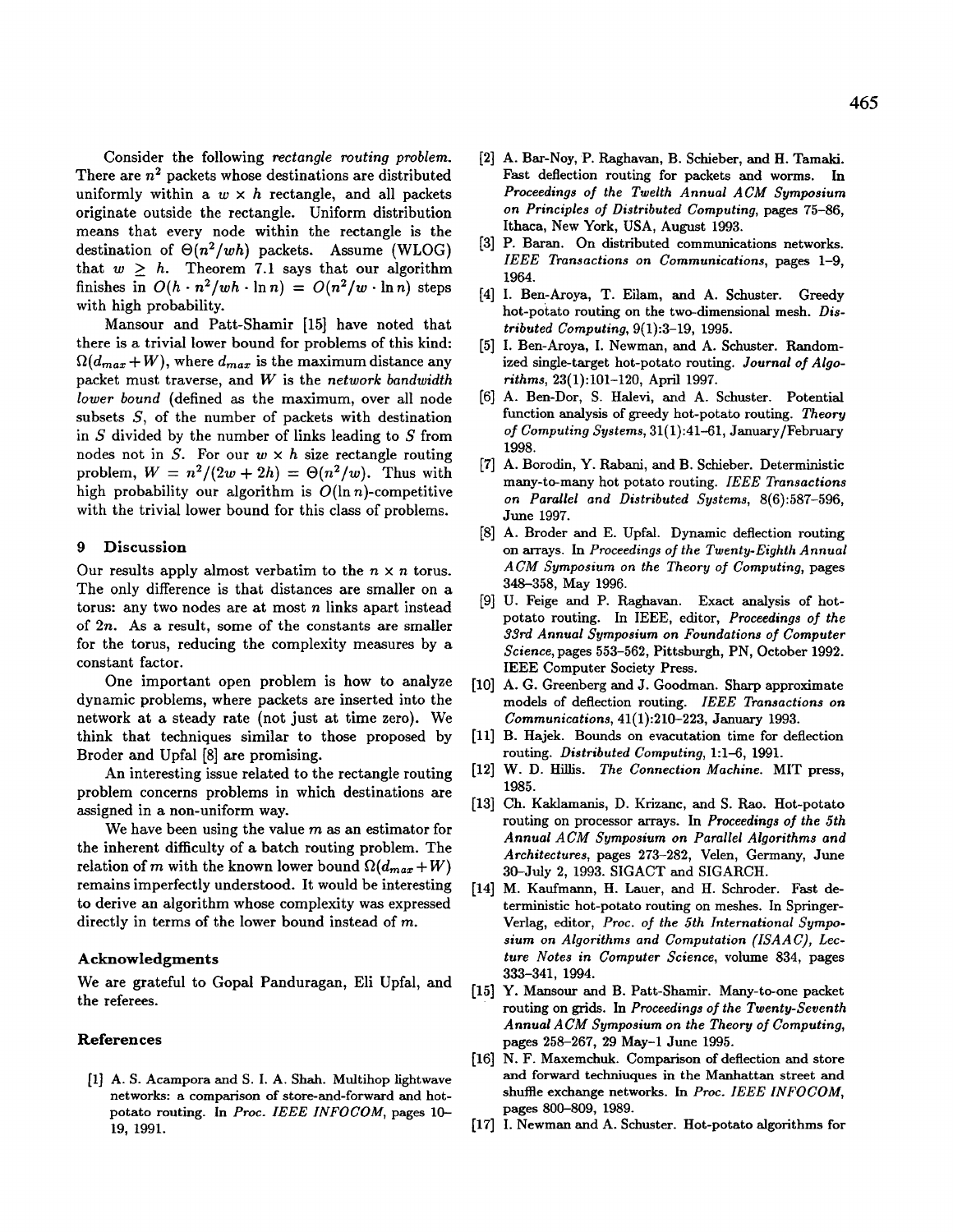Consider the following *rectangle routing problem.* There are $n^2$ packets whose destinations are distributed uniformly within a $w \times h$ rectangle, and all packets originate outside the rectangle. Uniform distribution means that every node within the rectangle is the destination of $\Theta(n^2/wh)$ packets. Assume (WLOG) that $w \geq h$. Theorem 7.1 says that our algorithm finishes in $O(h \cdot n^2/wh \cdot \ln n) = O(n^2/w \cdot \ln n)$ steps with high probability.

Mansour and Patt-Shamir [15] have noted that there is a trivial lower bound for problems of this kind: $\Omega(d_{max} + W)$, where $d_{max}$ is the maximum distance any packet must traverse, and $W$ is the *network bandwidth lower bound* (defined as the maximum, over all node subsets $S$, of the number of packets with destination in $S$ divided by the number of links leading to $S$ from nodes not in $S$. For our $w \times h$ size rectangle routing problem, $W = n^2/(2w + 2h) = \Theta(n^2/w)$. Thus with high probability our algorithm is $O(\ln n)$-competitive with the trivial lower bound for this class of problems.

## 9 Discussion

Our results apply almost verbatim to the $n \times n$ torus. The only difference is that distances are smaller on a torus: any two nodes are at most $n$ links apart instead of $2n$. As a result, some of the constants are smaller for the torus, reducing the complexity measures by a constant factor.

One important open problem is how to analyze dynamic problems, where packets are inserted into the network at a steady rate (not just at time zero). We think that techniques similar to those proposed by Broder and Upfal [8] are promising.

An interesting issue related to the rectangle routing problem concerns problems in which destinations are assigned in a non-uniform way.

We have been using the value $m$ as an estimator for the inherent difficulty of a batch routing problem. The relation of $m$ with the known lower bound $\Omega(d_{max} + W)$ remains imperfectly understood. It would be interesting to derive an algorithm whose complexity was expressed directly in terms of the lower bound instead of $m$.

### Acknowledgments

We are grateful to Gopal Panduragan, Eli Upfal, and the referees.

### References

[1] A. S. Acampora and S. I. A. Shah. Multihop lightwave networks: a comparison of store-and-forward and hot-potato routing. In *Proc. IEEE INFOCOM*, pages 10–19, 1991.

[2] A. Bar-Noy, P. Raghavan, B. Schieber, and H. Tamaki. Fast deflection routing for packets and worms. In *Proceedings of the Twelth Annual ACM Symposium on Principles of Distributed Computing*, pages 75–86, Ithaca, New York, USA, August 1993.

[3] P. Baran. On distributed communications networks. *IEEE Transactions on Communications*, pages 1–9, 1964.

[4] I. Ben-Aroya, T. Eilam, and A. Schuster. Greedy hot-potato routing on the two-dimensional mesh. *Distributed Computing*, 9(1):3–19, 1995.

[5] I. Ben-Aroya, I. Newman, and A. Schuster. Randomized single-target hot-potato routing. *Journal of Algorithms*, 23(1):101–120, April 1997.

[6] A. Ben-Dor, S. Halevi, and A. Schuster. Potential function analysis of greedy hot-potato routing. *Theory of Computing Systems*, 31(1):41–61, January/February 1998.

[7] A. Borodin, Y. Rabani, and B. Schieber. Deterministic many-to-many hot potato routing. *IEEE Transactions on Parallel and Distributed Systems*, 8(6):587–596, June 1997.

[8] A. Broder and E. Upfal. Dynamic deflection routing on arrays. In *Proceedings of the Twenty-Eighth Annual ACM Symposium on the Theory of Computing*, pages 348–358, May 1996.

[9] U. Feige and P. Raghavan. Exact analysis of hot-potato routing. In IEEE, editor, *Proceedings of the 33rd Annual Symposium on Foundations of Computer Science*, pages 553–562, Pittsburgh, PN, October 1992. IEEE Computer Society Press.

[10] A. G. Greenberg and J. Goodman. Sharp approximate models of deflection routing. *IEEE Transactions on Communications*, 41(1):210–223, January 1993.

[11] B. Hajek. Bounds on evacutation time for deflection routing. *Distributed Computing*, 1:1–6, 1991.

[12] W. D. Hillis. *The Connection Machine.* MIT press, 1985.

[13] Ch. Kaklamanis, D. Krizanc, and S. Rao. Hot-potato routing on processor arrays. In *Proceedings of the 5th Annual ACM Symposium on Parallel Algorithms and Architectures*, pages 273–282, Velen, Germany, June 30–July 2, 1993. SIGACT and SIGARCH.

[14] M. Kaufmann, H. Lauer, and H. Schroder. Fast deterministic hot-potato routing on meshes. In Springer-Verlag, editor, *Proc. of the 5th International Symposium on Algorithms and Computation (ISAAC), Lecture Notes in Computer Science*, volume 834, pages 333–341, 1994.

[15] Y. Mansour and B. Patt-Shamir. Many-to-one packet routing on grids. In *Proceedings of the Twenty-Seventh Annual ACM Symposium on the Theory of Computing*, pages 258–267, 29 May–1 June 1995.

[16] N. F. Maxemchuk. Comparison of deflection and store and forward techniuques in the Manhattan street and shuffle exchange networks. In *Proc. IEEE INFOCOM*, pages 800–809, 1989.

[17] I. Newman and A. Schuster. Hot-potato algorithms for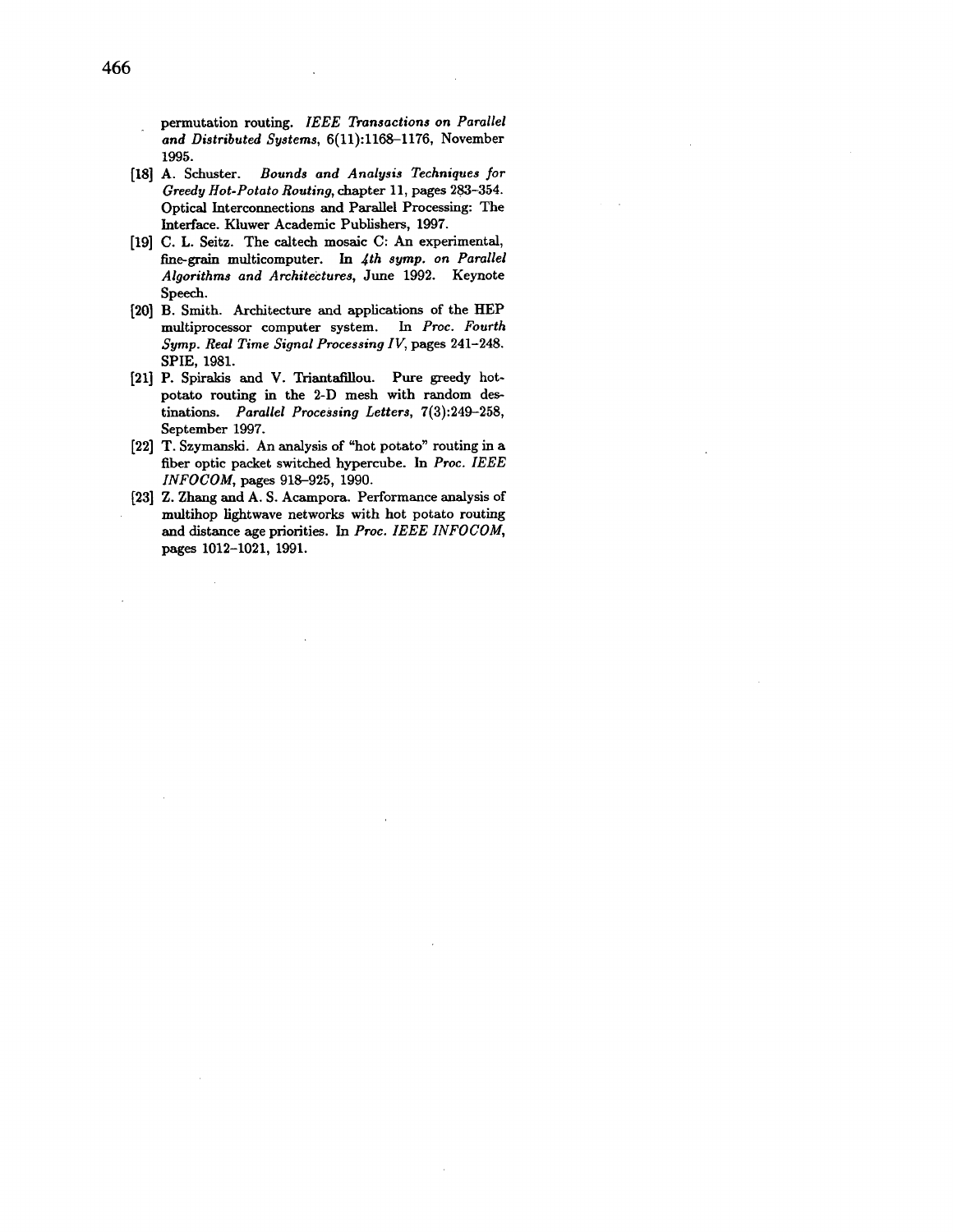permutation routing. *IEEE Transactions on Parallel and Distributed Systems*, 6(11):1168–1176, November 1995.

[18] A. Schuster. *Bounds and Analysis Techniques for Greedy Hot-Potato Routing*, chapter 11, pages 283–354. Optical Interconnections and Parallel Processing: The Interface. Kluwer Academic Publishers, 1997.

[19] C. L. Seitz. The caltech mosaic C: An experimental, fine-grain multicomputer. In *4th symp. on Parallel Algorithms and Architectures*, June 1992. Keynote Speech.

[20] B. Smith. Architecture and applications of the HEP multiprocessor computer system. In *Proc. Fourth Symp. Real Time Signal Processing IV*, pages 241–248. SPIE, 1981.

[21] P. Spirakis and V. Triantafillou. Pure greedy hot-potato routing in the 2-D mesh with random destinations. *Parallel Processing Letters*, 7(3):249–258, September 1997.

[22] T. Szymanski. An analysis of "hot potato" routing in a fiber optic packet switched hypercube. In *Proc. IEEE INFOCOM*, pages 918–925, 1990.

[23] Z. Zhang and A. S. Acampora. Performance analysis of multihop lightwave networks with hot potato routing and distance age priorities. In *Proc. IEEE INFOCOM*, pages 1012–1021, 1991.